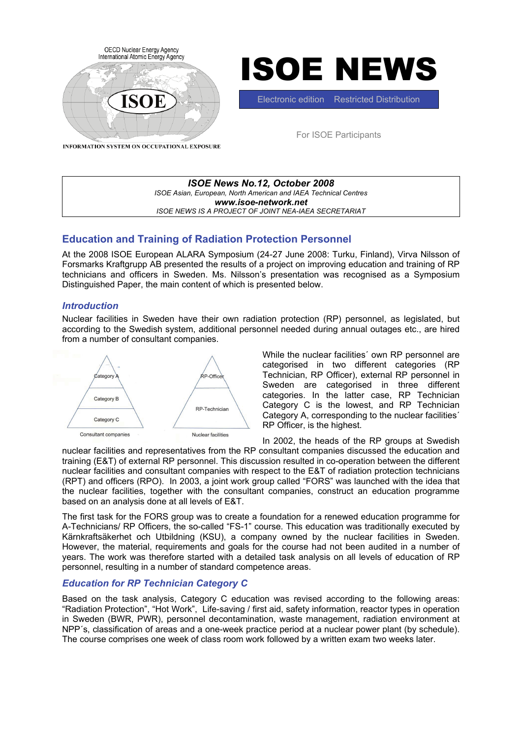OECD Nuclear Energy Agency
International Atomic Energy Agency

ISOE

INFORMATION SYSTEM ON OCCUPATIONAL EXPOSURE

# ISOE NEWS

Electronic edition Restricted Distribution

For ISOE Participants

***ISOE News No.12, October 2008***
*ISOE Asian, European, North American and IAEA Technical Centres*
***www.isoe-network.net***
*ISOE NEWS IS A PROJECT OF JOINT NEA-IAEA SECRETARIAT*

## Education and Training of Radiation Protection Personnel

At the 2008 ISOE European ALARA Symposium (24-27 June 2008: Turku, Finland), Virva Nilsson of Forsmarks Kraftgrupp AB presented the results of a project on improving education and training of RP technicians and officers in Sweden. Ms. Nilsson's presentation was recognised as a Symposium Distinguished Paper, the main content of which is presented below.

### *Introduction*

Nuclear facilities in Sweden have their own radiation protection (RP) personnel, as legislated, but according to the Swedish system, additional personnel needed during annual outages etc., are hired from a number of consultant companies.

Category A
Category B
Category C
Consultant companies

RP-Officer
RP-Technician
Nuclear facilities

While the nuclear facilities´ own RP personnel are categorised in two different categories (RP Technician, RP Officer), external RP personnel in Sweden are categorised in three different categories. In the latter case, RP Technician Category C is the lowest, and RP Technician Category A, corresponding to the nuclear facilities´ RP Officer, is the highest.

In 2002, the heads of the RP groups at Swedish nuclear facilities and representatives from the RP consultant companies discussed the education and training (E&T) of external RP personnel. This discussion resulted in co-operation between the different nuclear facilities and consultant companies with respect to the E&T of radiation protection technicians (RPT) and officers (RPO). In 2003, a joint work group called "FORS" was launched with the idea that the nuclear facilities, together with the consultant companies, construct an education programme based on an analysis done at all levels of E&T.

The first task for the FORS group was to create a foundation for a renewed education programme for A-Technicians/ RP Officers, the so-called "FS-1" course. This education was traditionally executed by Kärnkraftsäkerhet och Utbildning (KSU), a company owned by the nuclear facilities in Sweden. However, the material, requirements and goals for the course had not been audited in a number of years. The work was therefore started with a detailed task analysis on all levels of education of RP personnel, resulting in a number of standard competence areas.

### *Education for RP Technician Category C*

Based on the task analysis, Category C education was revised according to the following areas: "Radiation Protection", "Hot Work", Life-saving / first aid, safety information, reactor types in operation in Sweden (BWR, PWR), personnel decontamination, waste management, radiation environment at NPP´s, classification of areas and a one-week practice period at a nuclear power plant (by schedule). The course comprises one week of class room work followed by a written exam two weeks later.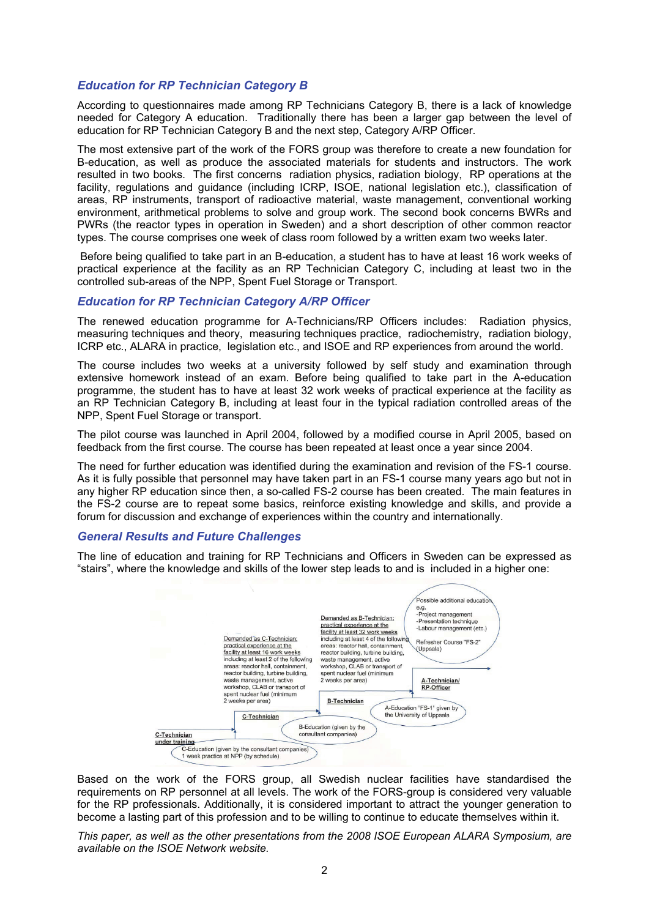### *Education for RP Technician Category B*

According to questionnaires made among RP Technicians Category B, there is a lack of knowledge needed for Category A education. Traditionally there has been a larger gap between the level of education for RP Technician Category B and the next step, Category A/RP Officer.

The most extensive part of the work of the FORS group was therefore to create a new foundation for B-education, as well as produce the associated materials for students and instructors. The work resulted in two books. The first concerns radiation physics, radiation biology, RP operations at the facility, regulations and guidance (including ICRP, ISOE, national legislation etc.), classification of areas, RP instruments, transport of radioactive material, waste management, conventional working environment, arithmetical problems to solve and group work. The second book concerns BWRs and PWRs (the reactor types in operation in Sweden) and a short description of other common reactor types. The course comprises one week of class room followed by a written exam two weeks later.

Before being qualified to take part in an B-education, a student has to have at least 16 work weeks of practical experience at the facility as an RP Technician Category C, including at least two in the controlled sub-areas of the NPP, Spent Fuel Storage or Transport.

### *Education for RP Technician Category A/RP Officer*

The renewed education programme for A-Technicians/RP Officers includes: Radiation physics, measuring techniques and theory, measuring techniques practice, radiochemistry, radiation biology, ICRP etc., ALARA in practice, legislation etc., and ISOE and RP experiences from around the world.

The course includes two weeks at a university followed by self study and examination through extensive homework instead of an exam. Before being qualified to take part in the A-education programme, the student has to have at least 32 work weeks of practical experience at the facility as an RP Technician Category B, including at least four in the typical radiation controlled areas of the NPP, Spent Fuel Storage or transport.

The pilot course was launched in April 2004, followed by a modified course in April 2005, based on feedback from the first course. The course has been repeated at least once a year since 2004.

The need for further education was identified during the examination and revision of the FS-1 course. As it is fully possible that personnel may have taken part in an FS-1 course many years ago but not in any higher RP education since then, a so-called FS-2 course has been created. The main features in the FS-2 course are to repeat some basics, reinforce existing knowledge and skills, and provide a forum for discussion and exchange of experiences within the country and internationally.

### *General Results and Future Challenges*

The line of education and training for RP Technicians and Officers in Sweden can be expressed as "stairs", where the knowledge and skills of the lower step leads to and is included in a higher one:

C-Technician under training — C-Education (given by the consultant companies) 1 week practice at NPP (by schedule)

C-Technician — B-Education (given by the consultant companies)

Demanded as C-Technician: practical experience at the facility at least 16 work weeks including at least 2 of the following areas: reactor hall, containment, reactor building, turbine building, waste management, active workshop, CLAB or transport of spent nuclear fuel (minimum 2 weeks per area)

B-Technician — A-Education "FS-1" given by the University of Uppsala

Demanded as B-Technician: practical experience at the facility at least 32 work weeks including at least 4 of the following areas: reactor hall, containment, reactor building, turbine building, waste management, active workshop, CLAB or transport of spent nuclear fuel (minimum 2 weeks per area)

A-Technician/ RP-Officer

Possible additional education e.g. -Project management -Presentation technique -Labour management (etc.) Refresher Course "FS-2" (Uppsala)

Based on the work of the FORS group, all Swedish nuclear facilities have standardised the requirements on RP personnel at all levels. The work of the FORS-group is considered very valuable for the RP professionals. Additionally, it is considered important to attract the younger generation to become a lasting part of this profession and to be willing to continue to educate themselves within it.

*This paper, as well as the other presentations from the 2008 ISOE European ALARA Symposium, are available on the ISOE Network website.*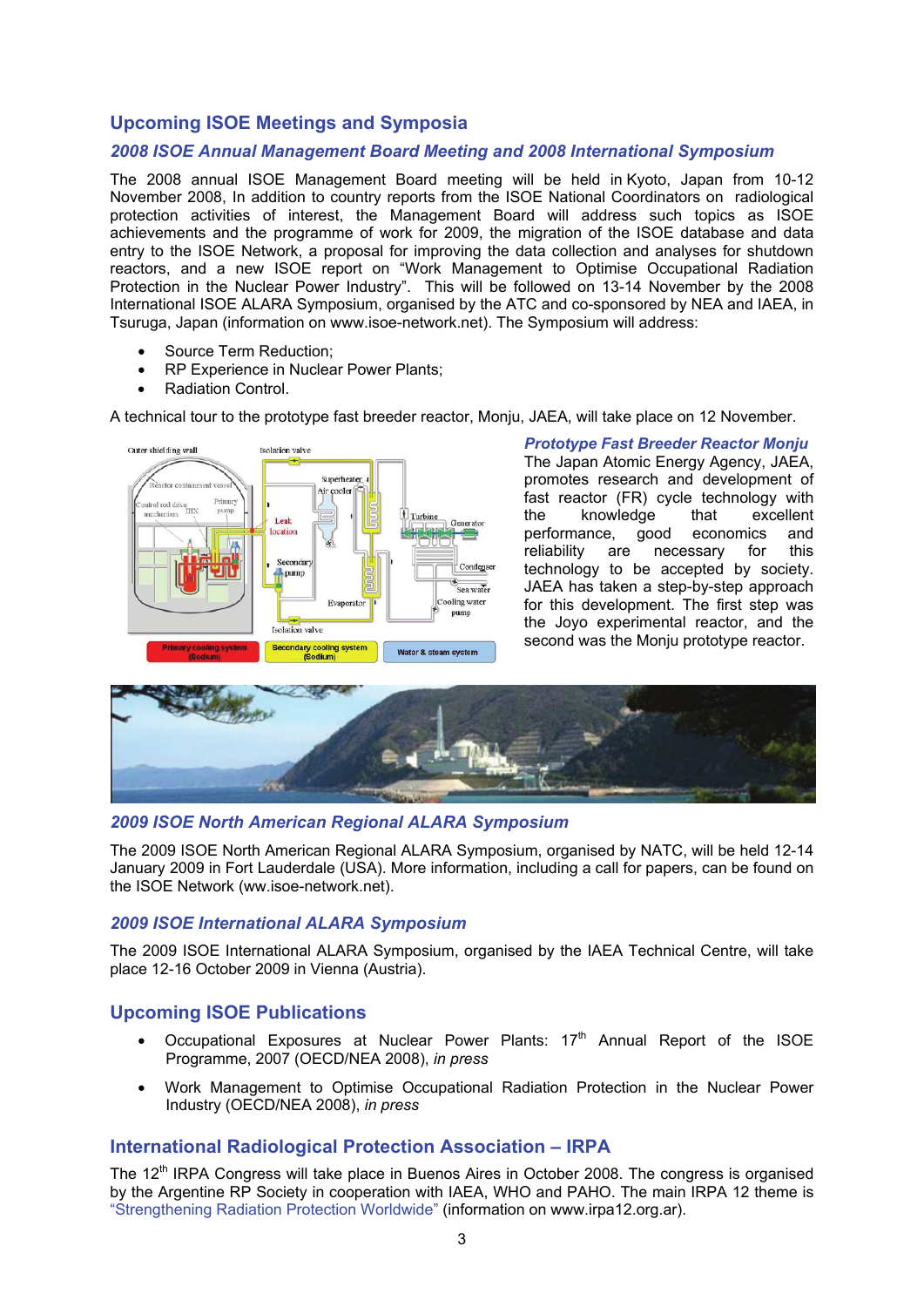## Upcoming ISOE Meetings and Symposia

### *2008 ISOE Annual Management Board Meeting and 2008 International Symposium*

The 2008 annual ISOE Management Board meeting will be held in Kyoto, Japan from 10-12 November 2008, In addition to country reports from the ISOE National Coordinators on radiological protection activities of interest, the Management Board will address such topics as ISOE achievements and the programme of work for 2009, the migration of the ISOE database and data entry to the ISOE Network, a proposal for improving the data collection and analyses for shutdown reactors, and a new ISOE report on "Work Management to Optimise Occupational Radiation Protection in the Nuclear Power Industry". This will be followed on 13-14 November by the 2008 International ISOE ALARA Symposium, organised by the ATC and co-sponsored by NEA and IAEA, in Tsuruga, Japan (information on www.isoe-network.net). The Symposium will address:

- Source Term Reduction;
- RP Experience in Nuclear Power Plants;
- Radiation Control.

A technical tour to the prototype fast breeder reactor, Monju, JAEA, will take place on 12 November.

### *Prototype Fast Breeder Reactor Monju*

The Japan Atomic Energy Agency, JAEA, promotes research and development of fast reactor (FR) cycle technology with the knowledge that excellent performance, good economics and reliability are necessary for this technology to be accepted by society. JAEA has taken a step-by-step approach for this development. The first step was the Joyo experimental reactor, and the second was the Monju prototype reactor.

### *2009 ISOE North American Regional ALARA Symposium*

The 2009 ISOE North American Regional ALARA Symposium, organised by NATC, will be held 12-14 January 2009 in Fort Lauderdale (USA). More information, including a call for papers, can be found on the ISOE Network (ww.isoe-network.net).

### *2009 ISOE International ALARA Symposium*

The 2009 ISOE International ALARA Symposium, organised by the IAEA Technical Centre, will take place 12-16 October 2009 in Vienna (Austria).

## Upcoming ISOE Publications

- Occupational Exposures at Nuclear Power Plants: 17th Annual Report of the ISOE Programme, 2007 (OECD/NEA 2008), *in press*
- Work Management to Optimise Occupational Radiation Protection in the Nuclear Power Industry (OECD/NEA 2008), *in press*

## International Radiological Protection Association – IRPA

The 12th IRPA Congress will take place in Buenos Aires in October 2008. The congress is organised by the Argentine RP Society in cooperation with IAEA, WHO and PAHO. The main IRPA 12 theme is "Strengthening Radiation Protection Worldwide" (information on www.irpa12.org.ar).